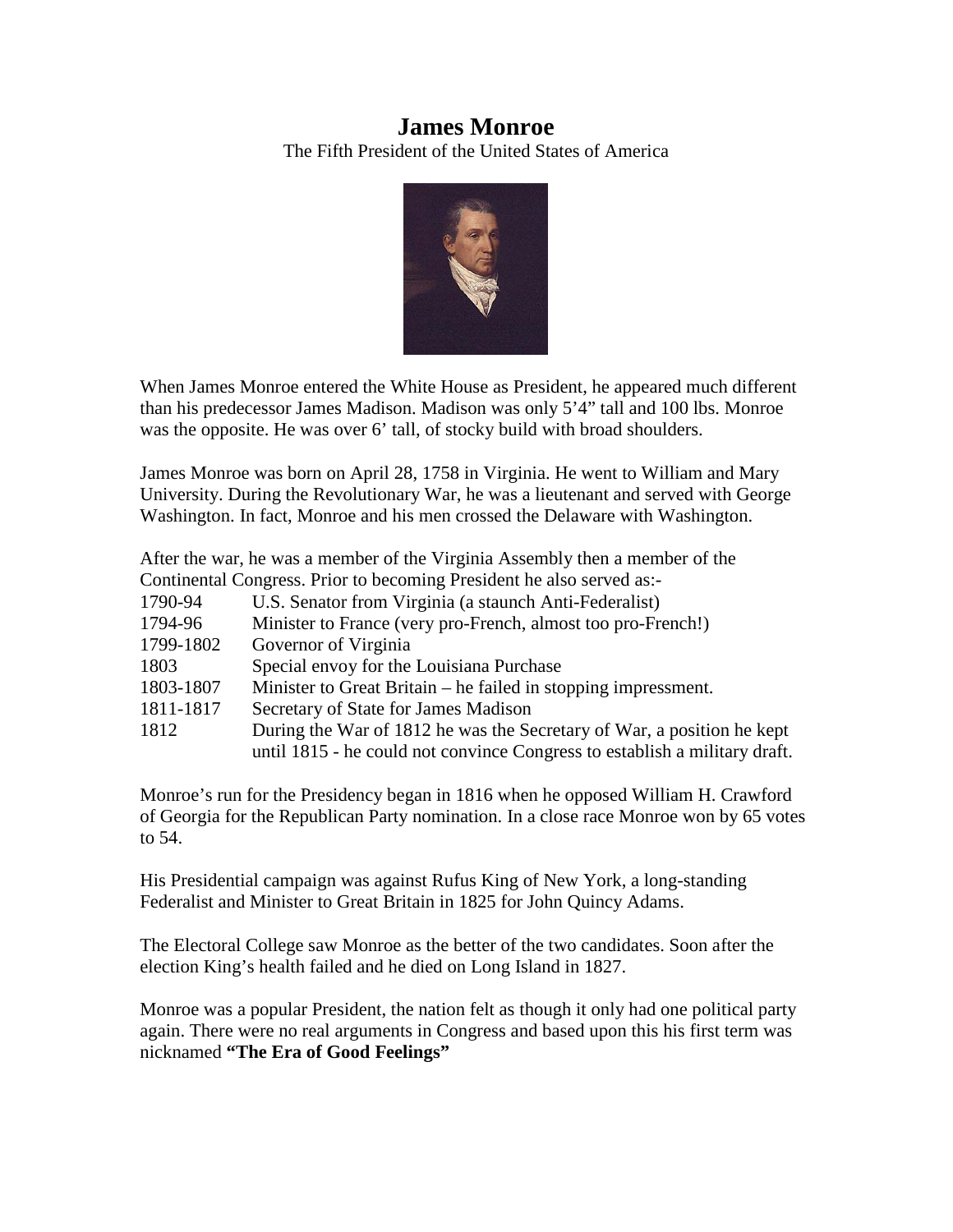# James Monroe

The Fifth President of the United States of America

When James Monroe entered the White House as President, he appeared much different than his predecessor James Madison. Madison was only 5'4" tall and 100 lbs. Monroe was the opposite. He was over 6' tall, of stocky build with broad shoulders.

James Monroe was born on April 28, 1758 in Virginia. He went to William and Mary University. During the Revolutionary War, he was a lieutenant and served with George Washington. In fact, Monroe and his men crossed the Delaware with Washington.

After the war, he was a member of the Virginia Assembly then a member of the Continental Congress. Prior to becoming President he also served as:-

| | |
|---|---|
| 1790-94 | U.S. Senator from Virginia (a staunch Anti-Federalist) |
| 1794-96 | Minister to France (very pro-French, almost too pro-French!) |
| 1799-1802 | Governor of Virginia |
| 1803 | Special envoy for the Louisiana Purchase |
| 1803-1807 | Minister to Great Britain – he failed in stopping impressment. |
| 1811-1817 | Secretary of State for James Madison |
| 1812 | During the War of 1812 he was the Secretary of War, a position he kept until 1815 - he could not convince Congress to establish a military draft. |

Monroe's run for the Presidency began in 1816 when he opposed William H. Crawford of Georgia for the Republican Party nomination. In a close race Monroe won by 65 votes to 54.

His Presidential campaign was against Rufus King of New York, a long-standing Federalist and Minister to Great Britain in 1825 for John Quincy Adams.

The Electoral College saw Monroe as the better of the two candidates. Soon after the election King's health failed and he died on Long Island in 1827.

Monroe was a popular President, the nation felt as though it only had one political party again. There were no real arguments in Congress and based upon this his first term was nicknamed **"The Era of Good Feelings"**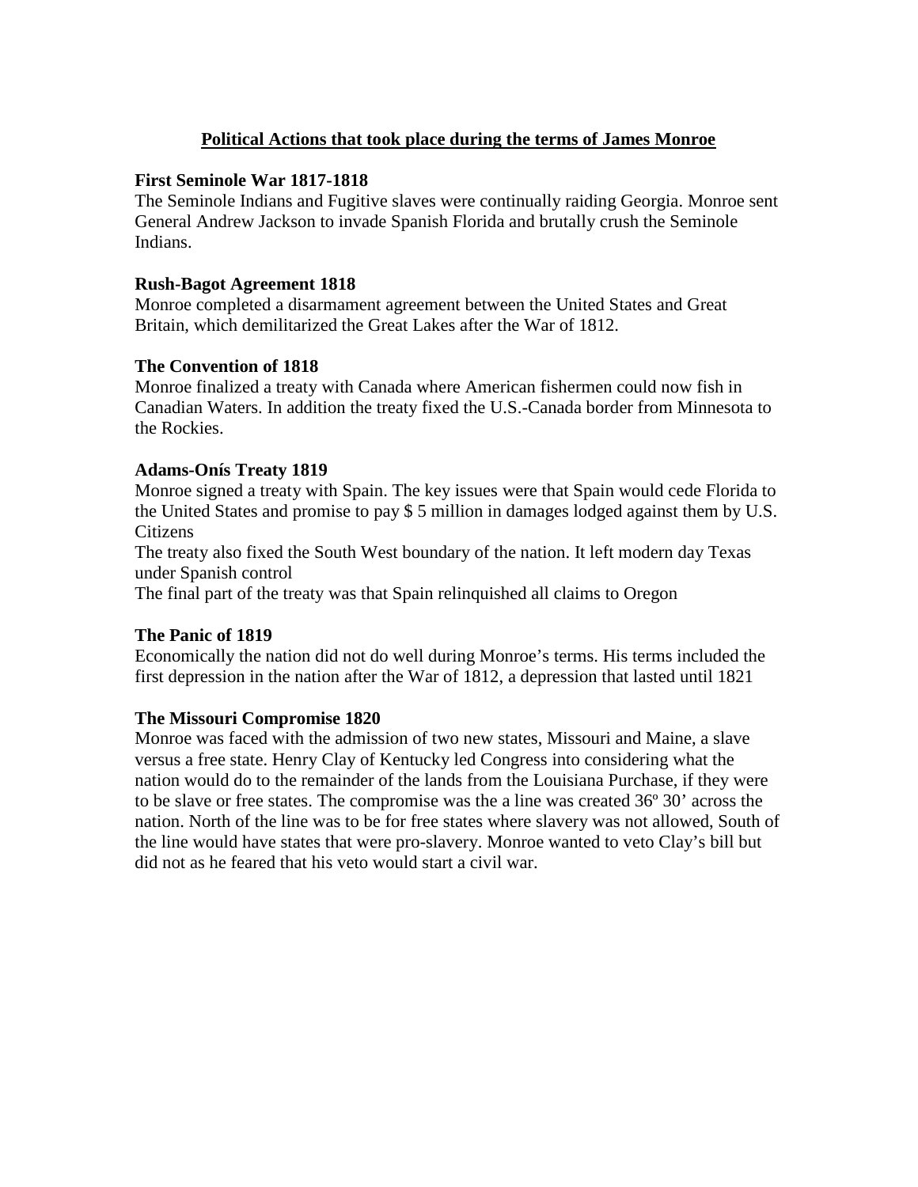## Political Actions that took place during the terms of James Monroe

**First Seminole War 1817-1818**

The Seminole Indians and Fugitive slaves were continually raiding Georgia. Monroe sent General Andrew Jackson to invade Spanish Florida and brutally crush the Seminole Indians.

**Rush-Bagot Agreement 1818**

Monroe completed a disarmament agreement between the United States and Great Britain, which demilitarized the Great Lakes after the War of 1812.

**The Convention of 1818**

Monroe finalized a treaty with Canada where American fishermen could now fish in Canadian Waters. In addition the treaty fixed the U.S.-Canada border from Minnesota to the Rockies.

**Adams-Onís Treaty 1819**

Monroe signed a treaty with Spain. The key issues were that Spain would cede Florida to the United States and promise to pay $ 5 million in damages lodged against them by U.S. Citizens

The treaty also fixed the South West boundary of the nation. It left modern day Texas under Spanish control

The final part of the treaty was that Spain relinquished all claims to Oregon

**The Panic of 1819**

Economically the nation did not do well during Monroe's terms. His terms included the first depression in the nation after the War of 1812, a depression that lasted until 1821

**The Missouri Compromise 1820**

Monroe was faced with the admission of two new states, Missouri and Maine, a slave versus a free state. Henry Clay of Kentucky led Congress into considering what the nation would do to the remainder of the lands from the Louisiana Purchase, if they were to be slave or free states. The compromise was the a line was created 36º 30' across the nation. North of the line was to be for free states where slavery was not allowed, South of the line would have states that were pro-slavery. Monroe wanted to veto Clay's bill but did not as he feared that his veto would start a civil war.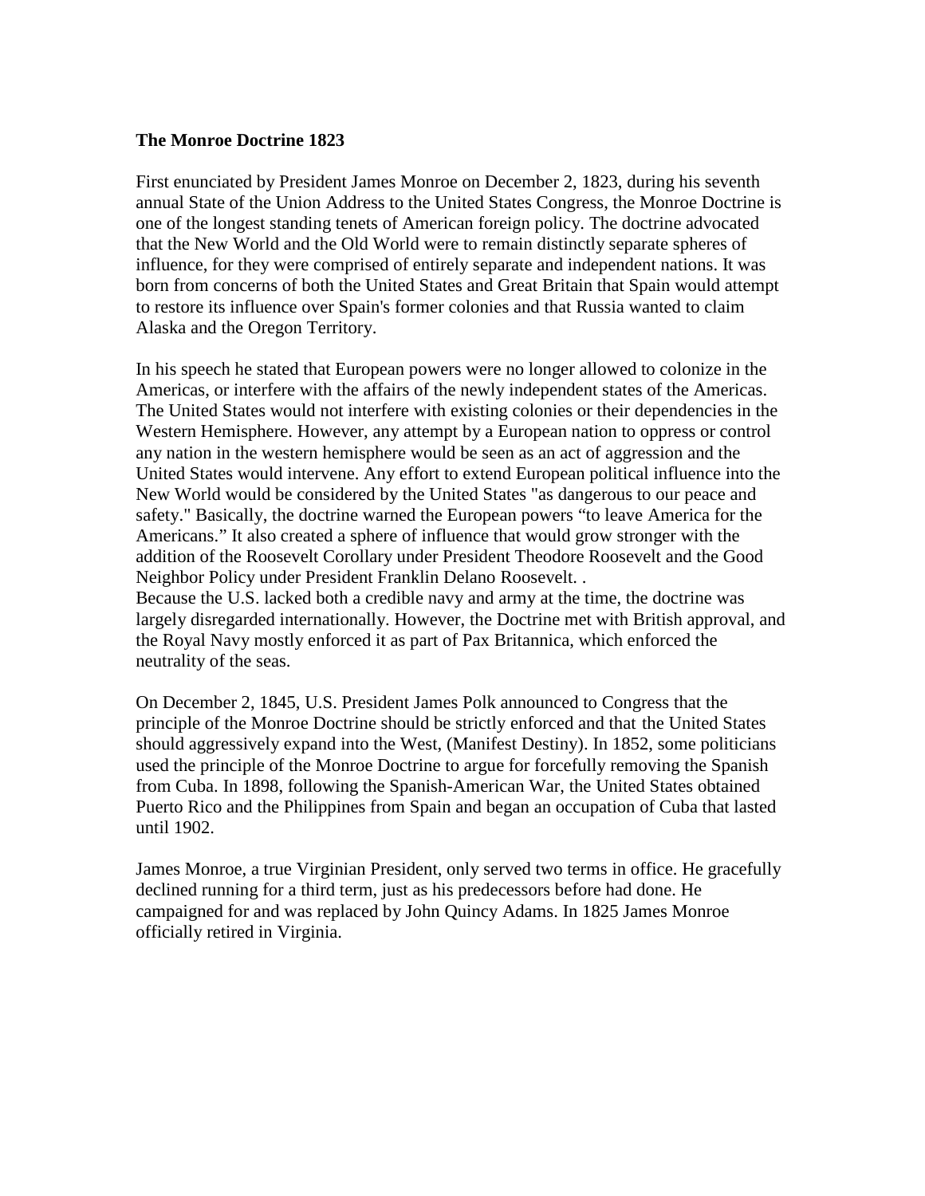**The Monroe Doctrine 1823**

First enunciated by President James Monroe on December 2, 1823, during his seventh annual State of the Union Address to the United States Congress, the Monroe Doctrine is one of the longest standing tenets of American foreign policy. The doctrine advocated that the New World and the Old World were to remain distinctly separate spheres of influence, for they were comprised of entirely separate and independent nations. It was born from concerns of both the United States and Great Britain that Spain would attempt to restore its influence over Spain's former colonies and that Russia wanted to claim Alaska and the Oregon Territory.

In his speech he stated that European powers were no longer allowed to colonize in the Americas, or interfere with the affairs of the newly independent states of the Americas. The United States would not interfere with existing colonies or their dependencies in the Western Hemisphere. However, any attempt by a European nation to oppress or control any nation in the western hemisphere would be seen as an act of aggression and the United States would intervene. Any effort to extend European political influence into the New World would be considered by the United States "as dangerous to our peace and safety." Basically, the doctrine warned the European powers “to leave America for the Americans.” It also created a sphere of influence that would grow stronger with the addition of the Roosevelt Corollary under President Theodore Roosevelt and the Good Neighbor Policy under President Franklin Delano Roosevelt. .
Because the U.S. lacked both a credible navy and army at the time, the doctrine was largely disregarded internationally. However, the Doctrine met with British approval, and the Royal Navy mostly enforced it as part of Pax Britannica, which enforced the neutrality of the seas.

On December 2, 1845, U.S. President James Polk announced to Congress that the principle of the Monroe Doctrine should be strictly enforced and that the United States should aggressively expand into the West, (Manifest Destiny). In 1852, some politicians used the principle of the Monroe Doctrine to argue for forcefully removing the Spanish from Cuba. In 1898, following the Spanish-American War, the United States obtained Puerto Rico and the Philippines from Spain and began an occupation of Cuba that lasted until 1902.

James Monroe, a true Virginian President, only served two terms in office. He gracefully declined running for a third term, just as his predecessors before had done. He campaigned for and was replaced by John Quincy Adams. In 1825 James Monroe officially retired in Virginia.